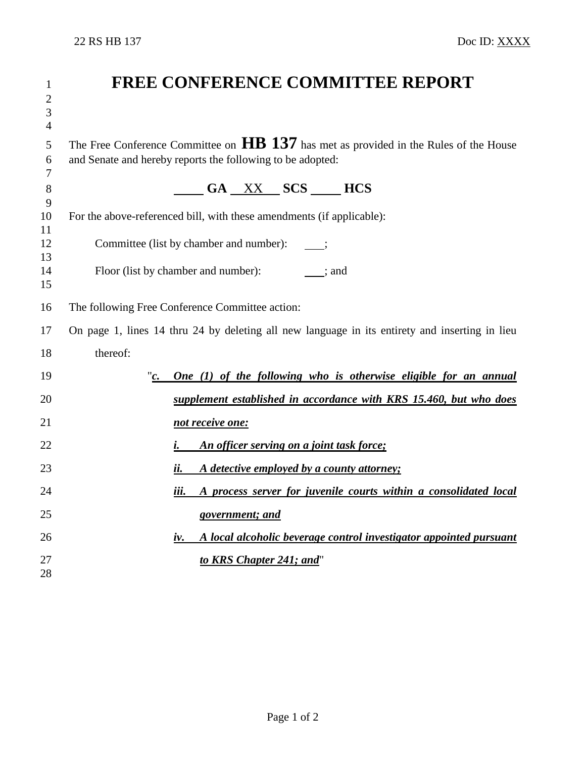22 RS HB 137 Doc ID: XXXX

# FREE CONFERENCE COMMITTEE REPORT

The Free Conference Committee on **HB 137** has met as provided in the Rules of the House and Senate and hereby reports the following to be adopted:

**\_\_\_\_ GA \_\_XX\_\_ SCS \_\_\_\_ HCS**

For the above-referenced bill, with these amendments (if applicable):

Committee (list by chamber and number): \_\_\_;

Floor (list by chamber and number): \_\_\_; and

The following Free Conference Committee action:

On page 1, lines 14 thru 24 by deleting all new language in its entirety and inserting in lieu thereof:

"***c. One (1) of the following who is otherwise eligible for an annual supplement established in accordance with KRS 15.460, but who does not receive one:***

***i. An officer serving on a joint task force;***

***ii. A detective employed by a county attorney;***

***iii. A process server for juvenile courts within a consolidated local government; and***

***iv. A local alcoholic beverage control investigator appointed pursuant to KRS Chapter 241; and***"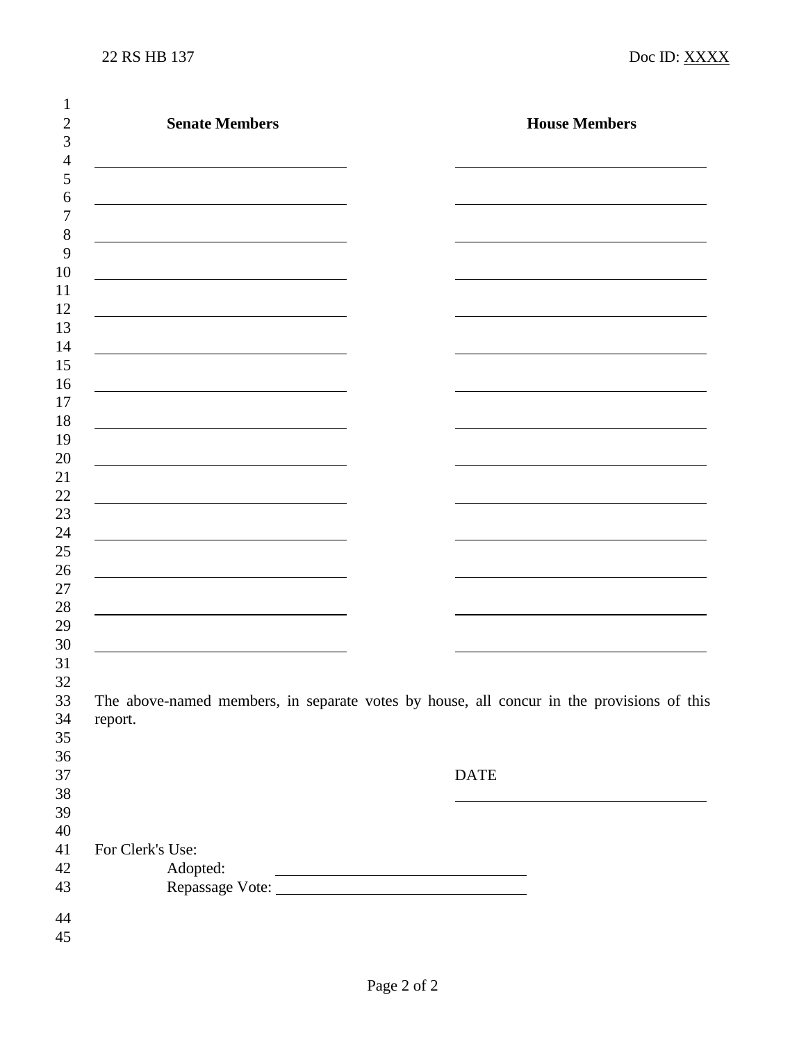| **Senate Members** | **House Members** |
|---|---|
| ______________________ | ______________________ |
| ______________________ | ______________________ |
| ______________________ | ______________________ |
| ______________________ | ______________________ |
| ______________________ | ______________________ |
| ______________________ | ______________________ |
| ______________________ | ______________________ |
| ______________________ | ______________________ |
| ______________________ | ______________________ |
| ______________________ | ______________________ |
| ______________________ | ______________________ |
| ______________________ | ______________________ |
| ______________________ | ______________________ |
| ______________________ | ______________________ |

The above-named members, in separate votes by house, all concur in the provisions of this report.

DATE ______________________

For Clerk's Use:

Adopted: ______________________

Repassage Vote: ______________________